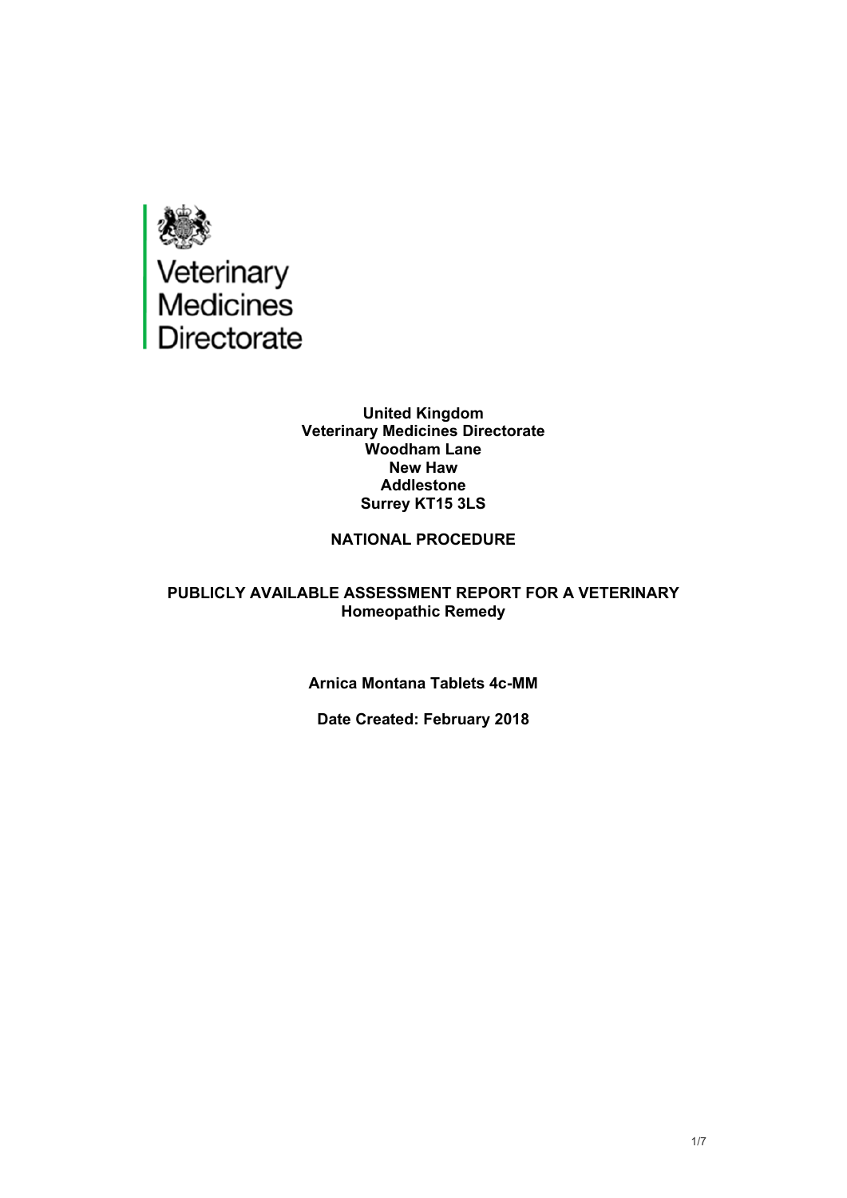Veterinary Medicines Directorate

**United Kingdom**
**Veterinary Medicines Directorate**
**Woodham Lane**
**New Haw**
**Addlestone**
**Surrey KT15 3LS**

**NATIONAL PROCEDURE**

**PUBLICLY AVAILABLE ASSESSMENT REPORT FOR A VETERINARY Homeopathic Remedy**

**Arnica Montana Tablets 4c-MM**

**Date Created: February 2018**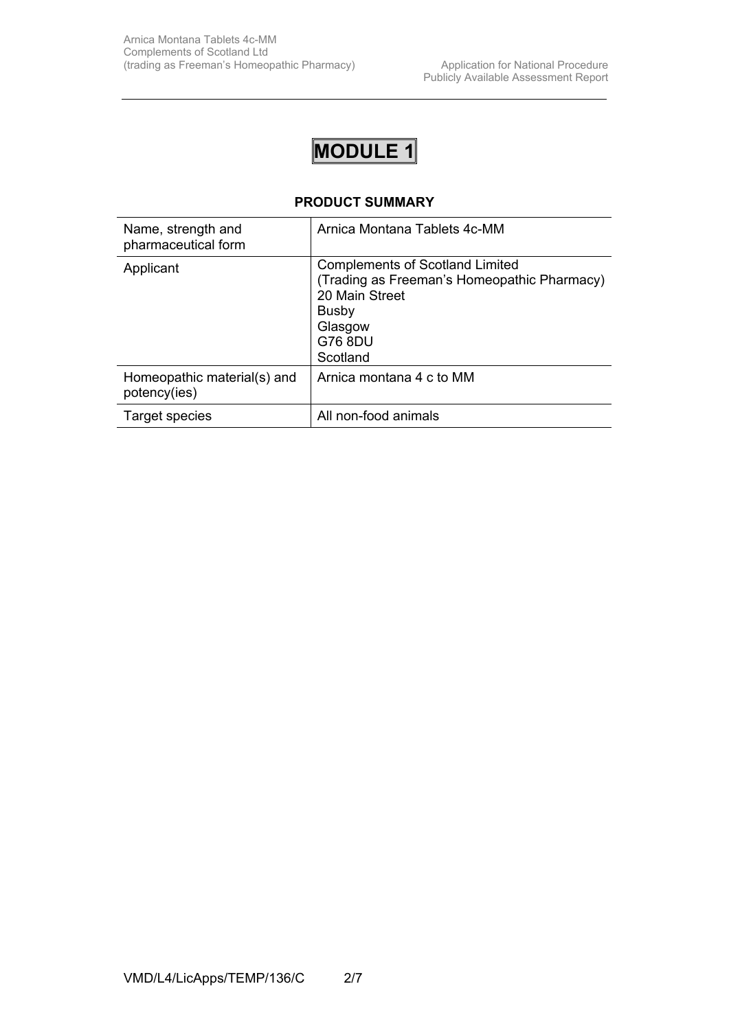# MODULE 1

## PRODUCT SUMMARY

| Name, strength and pharmaceutical form | Arnica Montana Tablets 4c-MM |
|---|---|
| Applicant | Complements of Scotland Limited<br>(Trading as Freeman's Homeopathic Pharmacy)<br>20 Main Street<br>Busby<br>Glasgow<br>G76 8DU<br>Scotland |
| Homeopathic material(s) and potency(ies) | Arnica montana 4 c to MM |
| Target species | All non-food animals |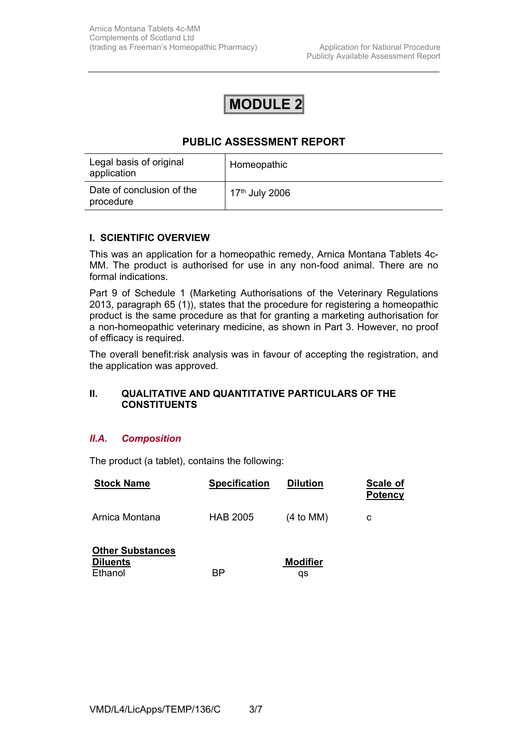# MODULE 2

## PUBLIC ASSESSMENT REPORT

| Legal basis of original application | Homeopathic |
|---|---|
| Date of conclusion of the procedure | 17th July 2006 |

### I. SCIENTIFIC OVERVIEW

This was an application for a homeopathic remedy, Arnica Montana Tablets 4c-MM. The product is authorised for use in any non-food animal. There are no formal indications.

Part 9 of Schedule 1 (Marketing Authorisations of the Veterinary Regulations 2013, paragraph 65 (1)), states that the procedure for registering a homeopathic product is the same procedure as that for granting a marketing authorisation for a non-homeopathic veterinary medicine, as shown in Part 3. However, no proof of efficacy is required.

The overall benefit:risk analysis was in favour of accepting the registration, and the application was approved.

### II. QUALITATIVE AND QUANTITATIVE PARTICULARS OF THE CONSTITUENTS

#### *II.A. Composition*

The product (a tablet), contains the following:

| Stock Name | Specification | Dilution | Scale of Potency |
|---|---|---|---|
| Arnica Montana | HAB 2005 | (4 to MM) | c |

| Other Substances Diluents | | Modifier |
|---|---|---|
| Ethanol | BP | qs |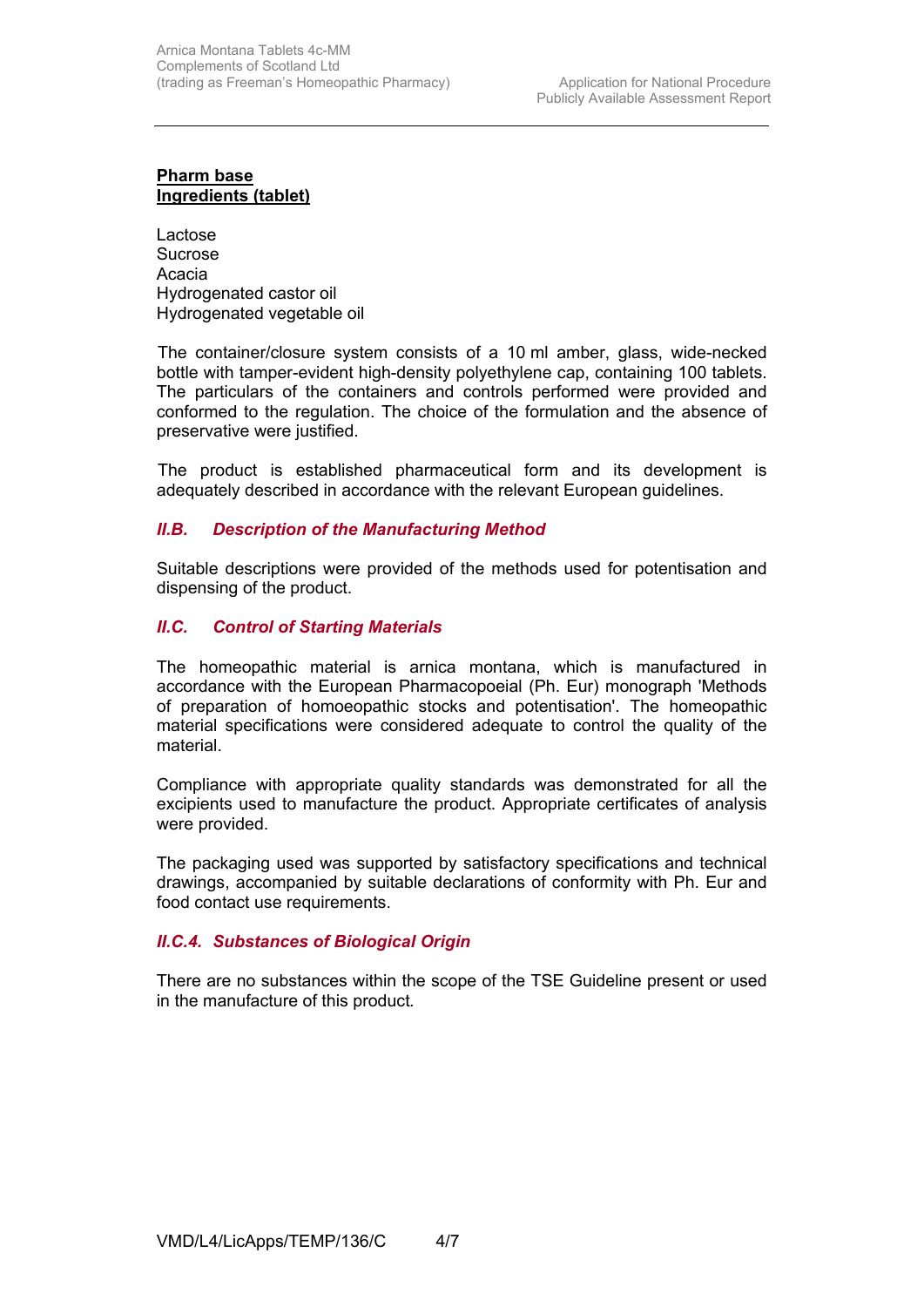**Pharm base**
**Ingredients (tablet)**

Lactose
Sucrose
Acacia
Hydrogenated castor oil
Hydrogenated vegetable oil

The container/closure system consists of a 10 ml amber, glass, wide-necked bottle with tamper-evident high-density polyethylene cap, containing 100 tablets. The particulars of the containers and controls performed were provided and conformed to the regulation. The choice of the formulation and the absence of preservative were justified.

The product is established pharmaceutical form and its development is adequately described in accordance with the relevant European guidelines.

### *II.B. Description of the Manufacturing Method*

Suitable descriptions were provided of the methods used for potentisation and dispensing of the product.

### *II.C. Control of Starting Materials*

The homeopathic material is arnica montana, which is manufactured in accordance with the European Pharmacopoeial (Ph. Eur) monograph 'Methods of preparation of homoeopathic stocks and potentisation'. The homeopathic material specifications were considered adequate to control the quality of the material.

Compliance with appropriate quality standards was demonstrated for all the excipients used to manufacture the product. Appropriate certificates of analysis were provided.

The packaging used was supported by satisfactory specifications and technical drawings, accompanied by suitable declarations of conformity with Ph. Eur and food contact use requirements.

### *II.C.4. Substances of Biological Origin*

There are no substances within the scope of the TSE Guideline present or used in the manufacture of this product.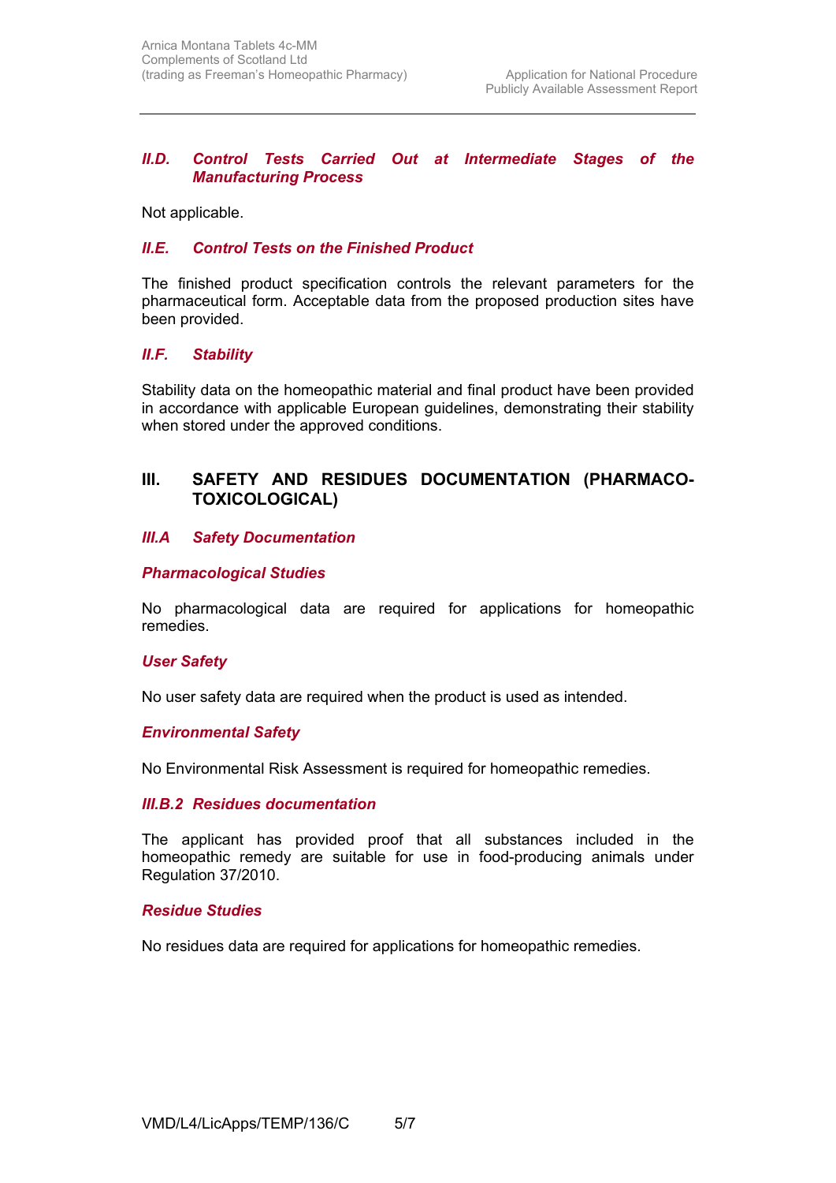### *II.D. Control Tests Carried Out at Intermediate Stages of the Manufacturing Process*

Not applicable.

### *II.E. Control Tests on the Finished Product*

The finished product specification controls the relevant parameters for the pharmaceutical form. Acceptable data from the proposed production sites have been provided.

### *II.F. Stability*

Stability data on the homeopathic material and final product have been provided in accordance with applicable European guidelines, demonstrating their stability when stored under the approved conditions.

## III. SAFETY AND RESIDUES DOCUMENTATION (PHARMACO-TOXICOLOGICAL)

### *III.A Safety Documentation*

#### *Pharmacological Studies*

No pharmacological data are required for applications for homeopathic remedies.

#### *User Safety*

No user safety data are required when the product is used as intended.

#### *Environmental Safety*

No Environmental Risk Assessment is required for homeopathic remedies.

### *III.B.2 Residues documentation*

The applicant has provided proof that all substances included in the homeopathic remedy are suitable for use in food-producing animals under Regulation 37/2010.

#### *Residue Studies*

No residues data are required for applications for homeopathic remedies.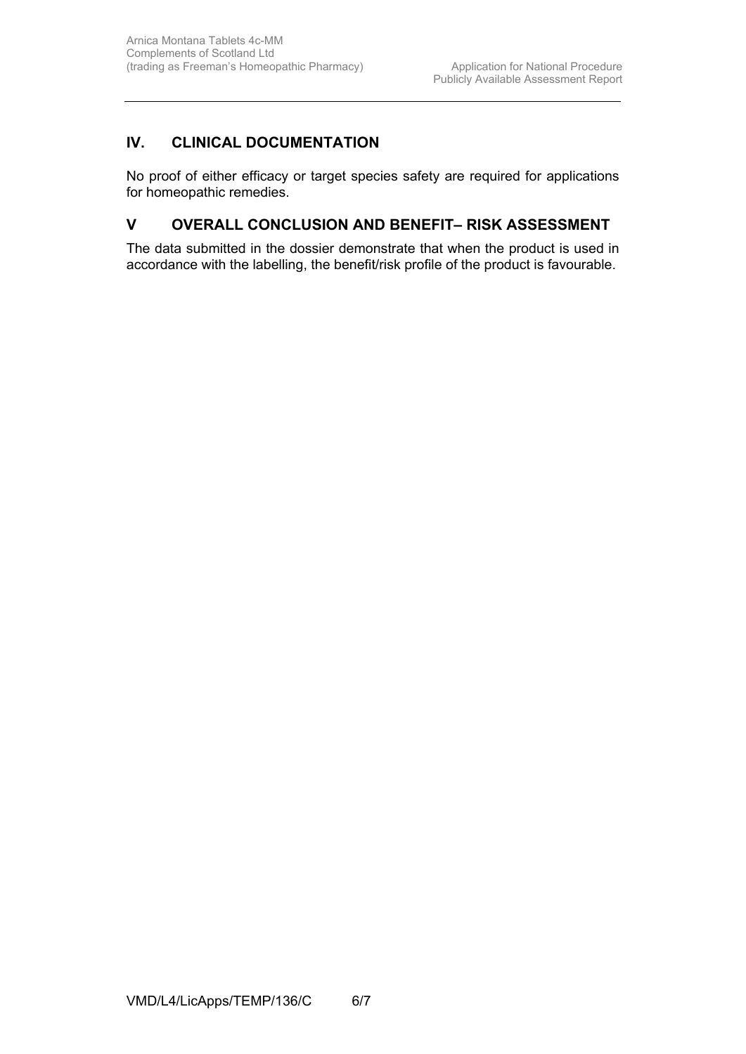## IV. CLINICAL DOCUMENTATION

No proof of either efficacy or target species safety are required for applications for homeopathic remedies.

## V OVERALL CONCLUSION AND BENEFIT– RISK ASSESSMENT

The data submitted in the dossier demonstrate that when the product is used in accordance with the labelling, the benefit/risk profile of the product is favourable.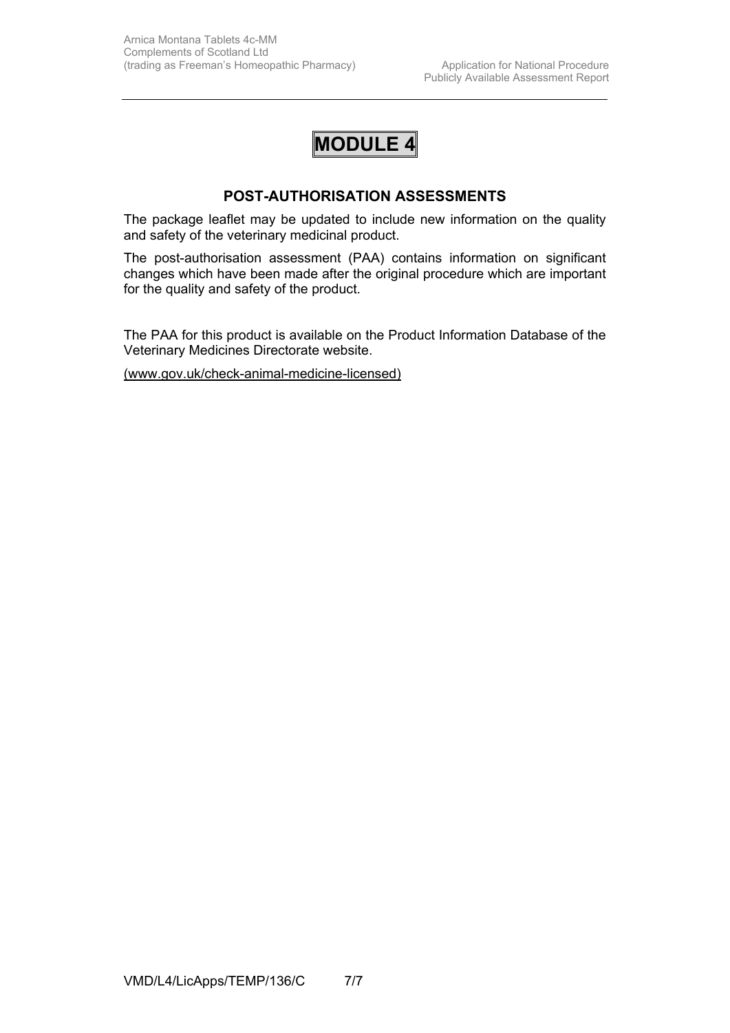# MODULE 4

## POST-AUTHORISATION ASSESSMENTS

The package leaflet may be updated to include new information on the quality and safety of the veterinary medicinal product.

The post-authorisation assessment (PAA) contains information on significant changes which have been made after the original procedure which are important for the quality and safety of the product.

The PAA for this product is available on the Product Information Database of the Veterinary Medicines Directorate website.

(www.gov.uk/check-animal-medicine-licensed)